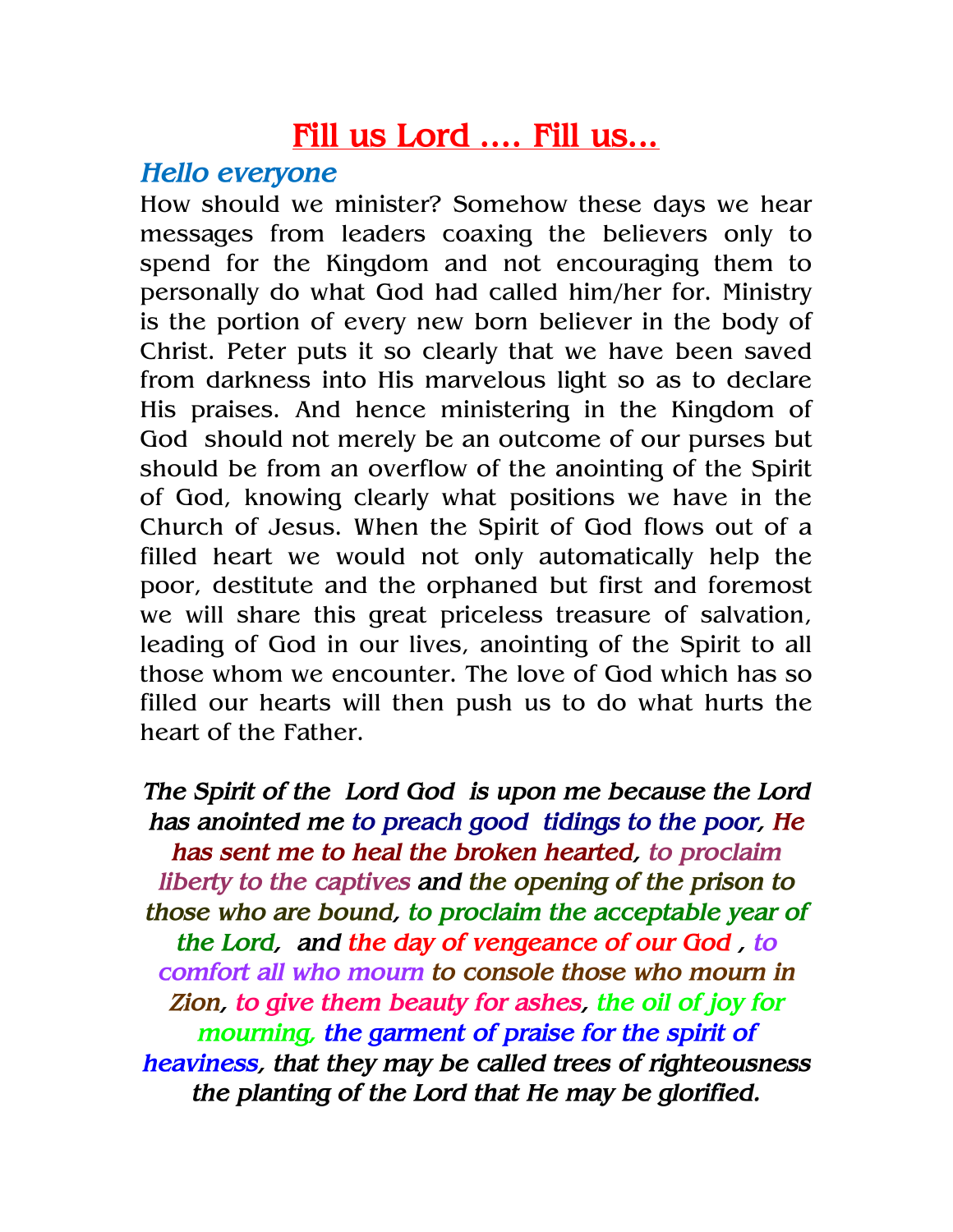# Fill us Lord …. Fill us…

## *Hello everyone*

How should we minister? Somehow these days we hear messages from leaders coaxing the believers only to spend for the Kingdom and not encouraging them to personally do what God had called him/her for. Ministry is the portion of every new born believer in the body of Christ. Peter puts it so clearly that we have been saved from darkness into His marvelous light so as to declare His praises. And hence ministering in the Kingdom of God should not merely be an outcome of our purses but should be from an overflow of the anointing of the Spirit of God, knowing clearly what positions we have in the Church of Jesus. When the Spirit of God flows out of a filled heart we would not only automatically help the poor, destitute and the orphaned but first and foremost we will share this great priceless treasure of salvation, leading of God in our lives, anointing of the Spirit to all those whom we encounter. The love of God which has so filled our hearts will then push us to do what hurts the heart of the Father.

***The Spirit of the Lord God is upon me because the Lord has anointed me to preach good tidings to the poor, He has sent me to heal the broken hearted, to proclaim liberty to the captives and the opening of the prison to those who are bound, to proclaim the acceptable year of the Lord, and the day of vengeance of our God , to comfort all who mourn to console those who mourn in Zion, to give them beauty for ashes, the oil of joy for mourning, the garment of praise for the spirit of heaviness, that they may be called trees of righteousness the planting of the Lord that He may be glorified.***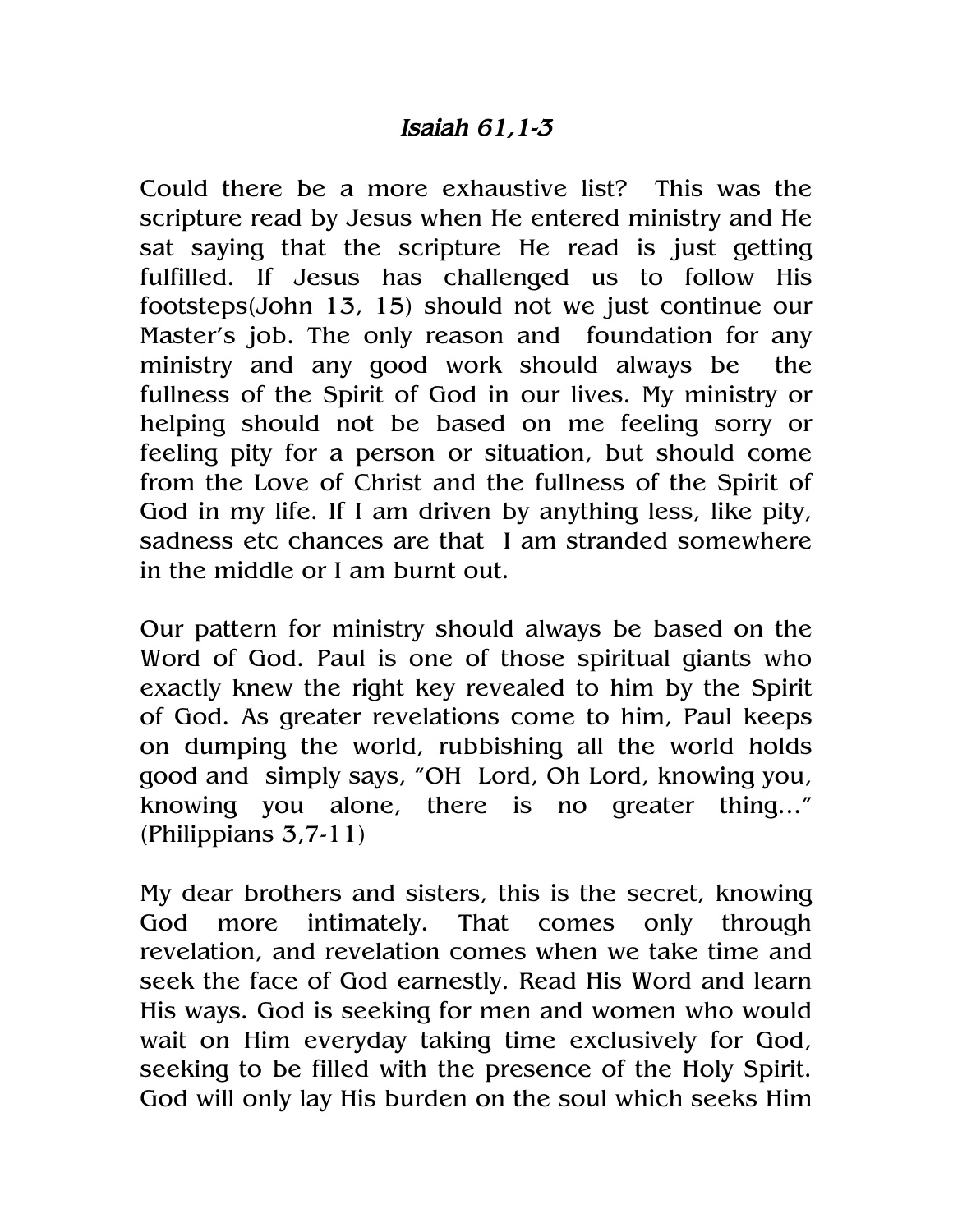### *Isaiah 61,1-3*

Could there be a more exhaustive list? This was the scripture read by Jesus when He entered ministry and He sat saying that the scripture He read is just getting fulfilled. If Jesus has challenged us to follow His footsteps(John 13, 15) should not we just continue our Master's job. The only reason and foundation for any ministry and any good work should always be the fullness of the Spirit of God in our lives. My ministry or helping should not be based on me feeling sorry or feeling pity for a person or situation, but should come from the Love of Christ and the fullness of the Spirit of God in my life. If I am driven by anything less, like pity, sadness etc chances are that I am stranded somewhere in the middle or I am burnt out.

Our pattern for ministry should always be based on the Word of God. Paul is one of those spiritual giants who exactly knew the right key revealed to him by the Spirit of God. As greater revelations come to him, Paul keeps on dumping the world, rubbishing all the world holds good and simply says, "OH Lord, Oh Lord, knowing you, knowing you alone, there is no greater thing..." (Philippians 3,7-11)

My dear brothers and sisters, this is the secret, knowing God more intimately. That comes only through revelation, and revelation comes when we take time and seek the face of God earnestly. Read His Word and learn His ways. God is seeking for men and women who would wait on Him everyday taking time exclusively for God, seeking to be filled with the presence of the Holy Spirit. God will only lay His burden on the soul which seeks Him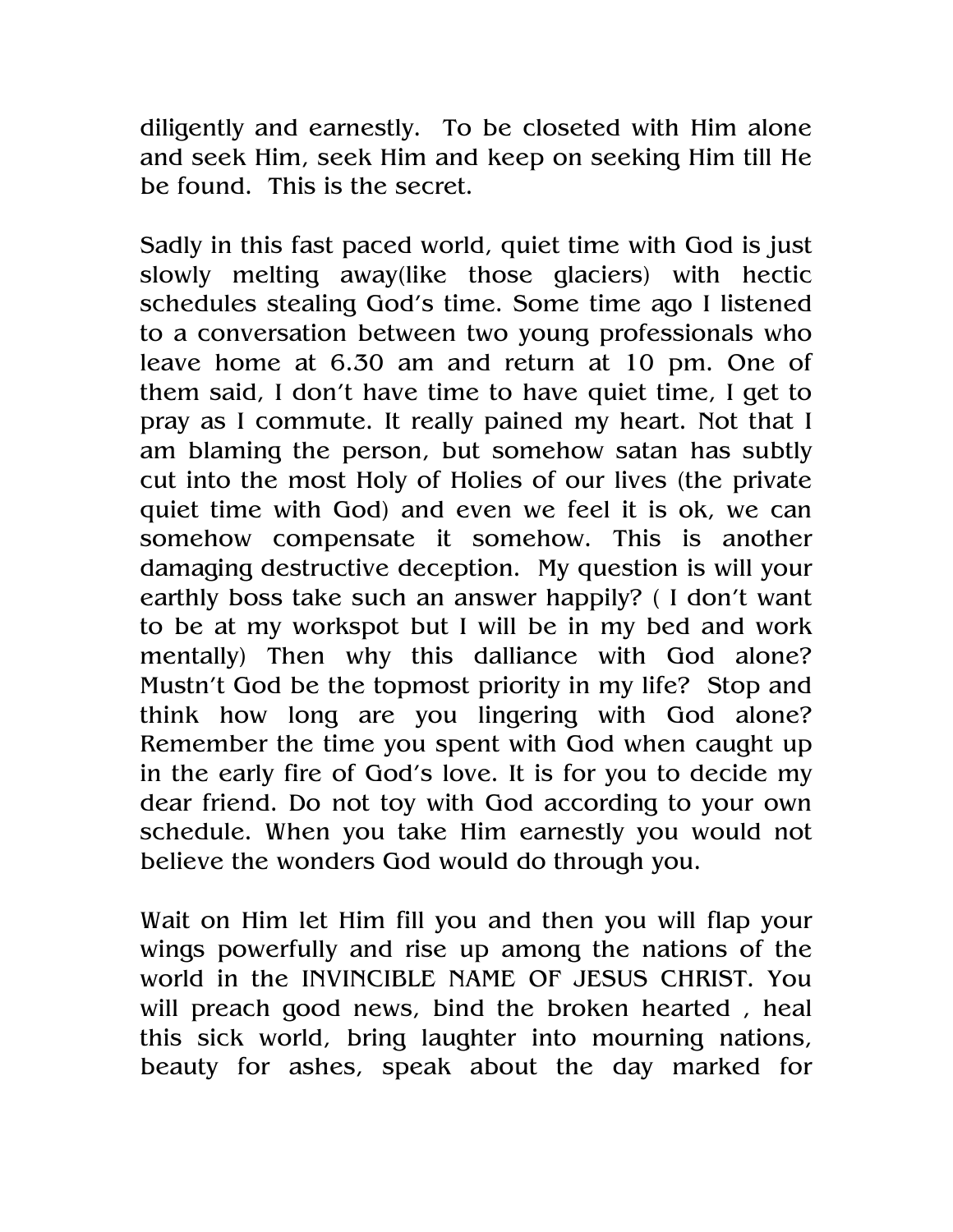diligently and earnestly. To be closeted with Him alone and seek Him, seek Him and keep on seeking Him till He be found. This is the secret.

Sadly in this fast paced world, quiet time with God is just slowly melting away(like those glaciers) with hectic schedules stealing God's time. Some time ago I listened to a conversation between two young professionals who leave home at 6.30 am and return at 10 pm. One of them said, I don't have time to have quiet time, I get to pray as I commute. It really pained my heart. Not that I am blaming the person, but somehow satan has subtly cut into the most Holy of Holies of our lives (the private quiet time with God) and even we feel it is ok, we can somehow compensate it somehow. This is another damaging destructive deception. My question is will your earthly boss take such an answer happily? ( I don't want to be at my workspot but I will be in my bed and work mentally) Then why this dalliance with God alone? Mustn't God be the topmost priority in my life? Stop and think how long are you lingering with God alone? Remember the time you spent with God when caught up in the early fire of God's love. It is for you to decide my dear friend. Do not toy with God according to your own schedule. When you take Him earnestly you would not believe the wonders God would do through you.

Wait on Him let Him fill you and then you will flap your wings powerfully and rise up among the nations of the world in the INVINCIBLE NAME OF JESUS CHRIST. You will preach good news, bind the broken hearted , heal this sick world, bring laughter into mourning nations, beauty for ashes, speak about the day marked for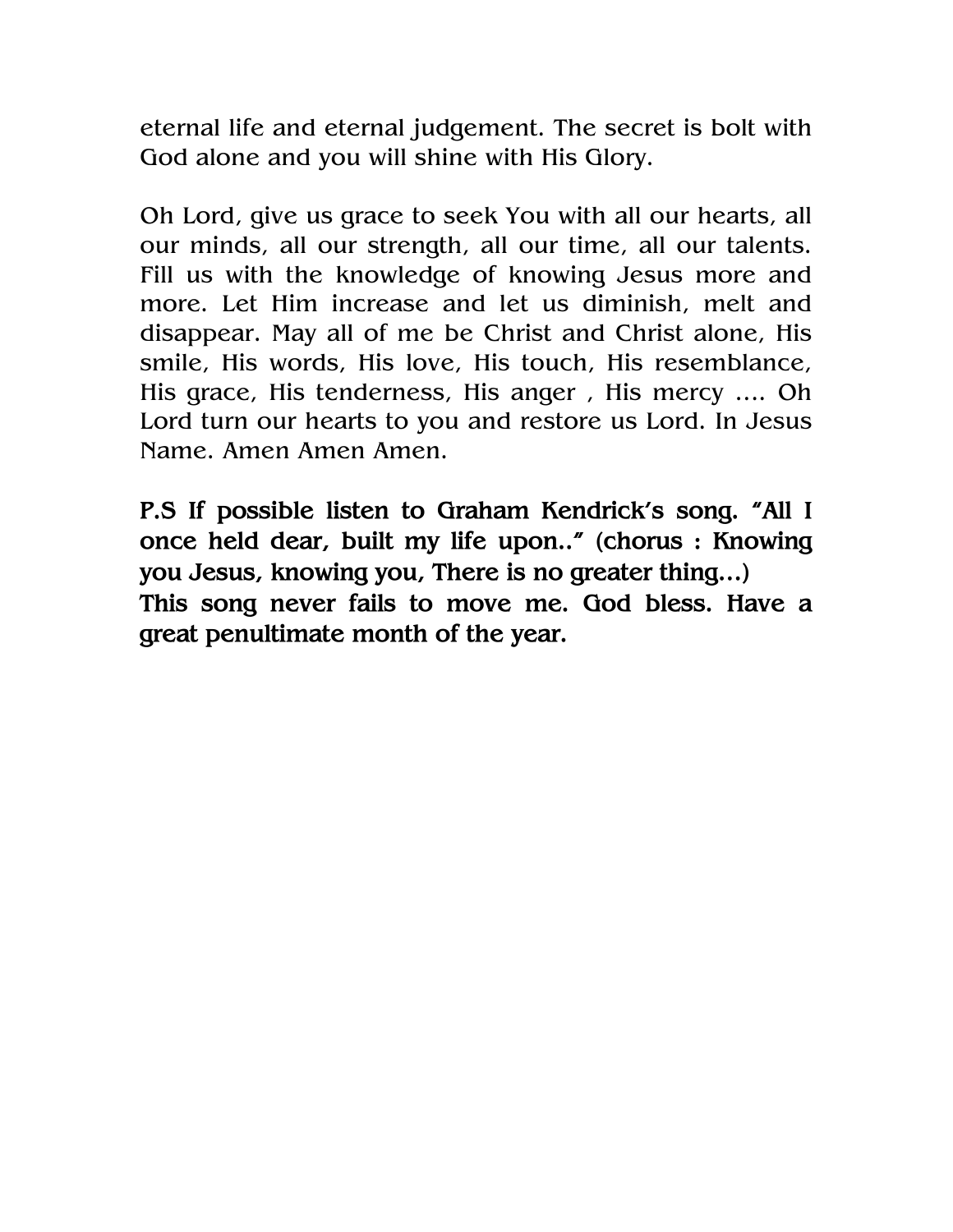eternal life and eternal judgement. The secret is bolt with God alone and you will shine with His Glory.

Oh Lord, give us grace to seek You with all our hearts, all our minds, all our strength, all our time, all our talents. Fill us with the knowledge of knowing Jesus more and more. Let Him increase and let us diminish, melt and disappear. May all of me be Christ and Christ alone, His smile, His words, His love, His touch, His resemblance, His grace, His tenderness, His anger , His mercy …. Oh Lord turn our hearts to you and restore us Lord. In Jesus Name. Amen Amen Amen.

**P.S If possible listen to Graham Kendrick's song. "All I once held dear, built my life upon.." (chorus : Knowing you Jesus, knowing you, There is no greater thing…)**
**This song never fails to move me. God bless. Have a great penultimate month of the year.**